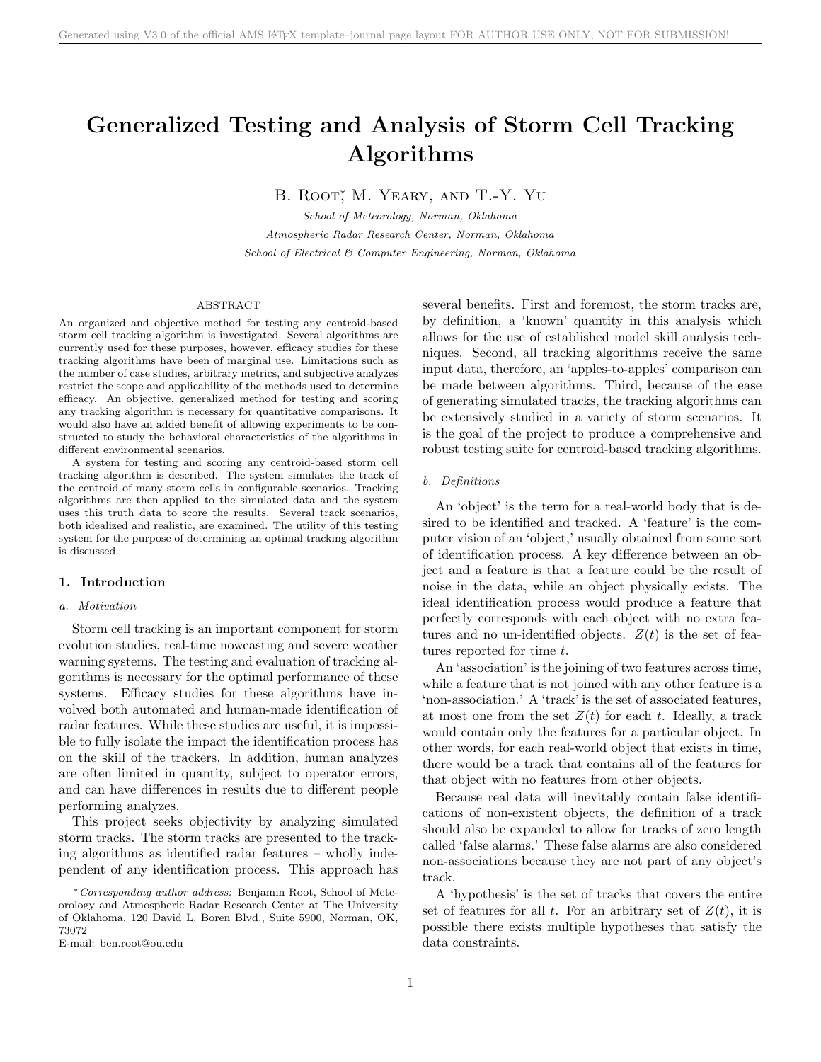# Generalized Testing and Analysis of Storm Cell Tracking Algorithms

B. Root*, M. Yeary, and T.-Y. Yu

*School of Meteorology, Norman, Oklahoma*

*Atmospheric Radar Research Center, Norman, Oklahoma*

*School of Electrical & Computer Engineering, Norman, Oklahoma*

## ABSTRACT

An organized and objective method for testing any centroid-based storm cell tracking algorithm is investigated. Several algorithms are currently used for these purposes, however, efficacy studies for these tracking algorithms have been of marginal use. Limitations such as the number of case studies, arbitrary metrics, and subjective analyzes restrict the scope and applicability of the methods used to determine efficacy. An objective, generalized method for testing and scoring any tracking algorithm is necessary for quantitative comparisons. It would also have an added benefit of allowing experiments to be constructed to study the behavioral characteristics of the algorithms in different environmental scenarios.

A system for testing and scoring any centroid-based storm cell tracking algorithm is described. The system simulates the track of the centroid of many storm cells in configurable scenarios. Tracking algorithms are then applied to the simulated data and the system uses this truth data to score the results. Several track scenarios, both idealized and realistic, are examined. The utility of this testing system for the purpose of determining an optimal tracking algorithm is discussed.

## 1. Introduction

### a. Motivation

Storm cell tracking is an important component for storm evolution studies, real-time nowcasting and severe weather warning systems. The testing and evaluation of tracking algorithms is necessary for the optimal performance of these systems. Efficacy studies for these algorithms have involved both automated and human-made identification of radar features. While these studies are useful, it is impossible to fully isolate the impact the identification process has on the skill of the trackers. In addition, human analyzes are often limited in quantity, subject to operator errors, and can have differences in results due to different people performing analyzes.

This project seeks objectivity by analyzing simulated storm tracks. The storm tracks are presented to the tracking algorithms as identified radar features – wholly independent of any identification process. This approach has several benefits. First and foremost, the storm tracks are, by definition, a 'known' quantity in this analysis which allows for the use of established model skill analysis techniques. Second, all tracking algorithms receive the same input data, therefore, an 'apples-to-apples' comparison can be made between algorithms. Third, because of the ease of generating simulated tracks, the tracking algorithms can be extensively studied in a variety of storm scenarios. It is the goal of the project to produce a comprehensive and robust testing suite for centroid-based tracking algorithms.

### b. Definitions

An 'object' is the term for a real-world body that is desired to be identified and tracked. A 'feature' is the computer vision of an 'object,' usually obtained from some sort of identification process. A key difference between an object and a feature is that a feature could be the result of noise in the data, while an object physically exists. The ideal identification process would produce a feature that perfectly corresponds with each object with no extra features and no un-identified objects. $Z(t)$ is the set of features reported for time $t$.

An 'association' is the joining of two features across time, while a feature that is not joined with any other feature is a 'non-association.' A 'track' is the set of associated features, at most one from the set $Z(t)$ for each $t$. Ideally, a track would contain only the features for a particular object. In other words, for each real-world object that exists in time, there would be a track that contains all of the features for that object with no features from other objects.

Because real data will inevitably contain false identifications of non-existent objects, the definition of a track should also be expanded to allow for tracks of zero length called 'false alarms.' These false alarms are also considered non-associations because they are not part of any object's track.

A 'hypothesis' is the set of tracks that covers the entire set of features for all $t$. For an arbitrary set of $Z(t)$, it is possible there exists multiple hypotheses that satisfy the data constraints.

---

*Corresponding author address:* Benjamin Root, School of Meteorology and Atmospheric Radar Research Center at The University of Oklahoma, 120 David L. Boren Blvd., Suite 5900, Norman, OK, 73072

E-mail: ben.root@ou.edu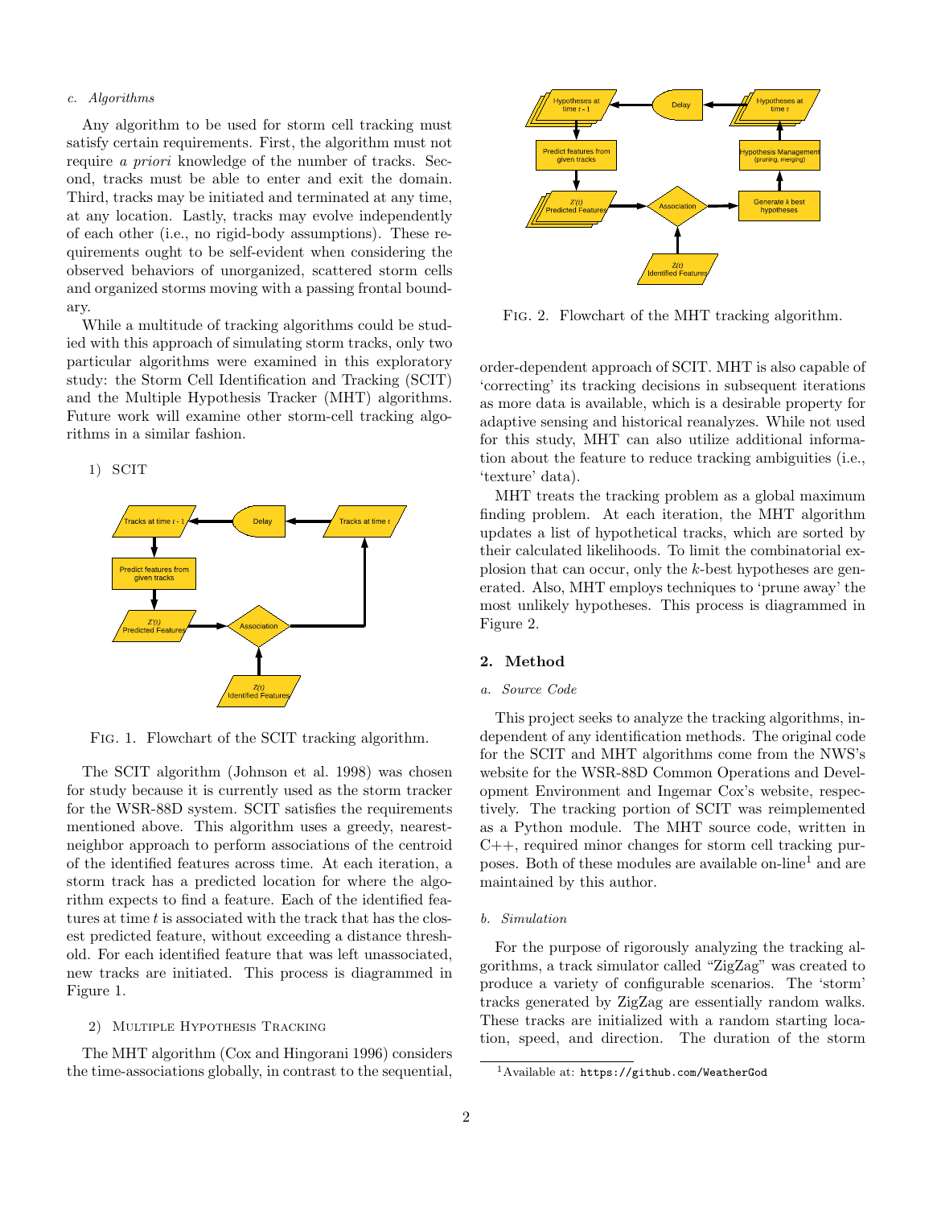### c. Algorithms

Any algorithm to be used for storm cell tracking must satisfy certain requirements. First, the algorithm must not require *a priori* knowledge of the number of tracks. Second, tracks must be able to enter and exit the domain. Third, tracks may be initiated and terminated at any time, at any location. Lastly, tracks may evolve independently of each other (i.e., no rigid-body assumptions). These requirements ought to be self-evident when considering the observed behaviors of unorganized, scattered storm cells and organized storms moving with a passing frontal boundary.

While a multitude of tracking algorithms could be studied with this approach of simulating storm tracks, only two particular algorithms were examined in this exploratory study: the Storm Cell Identification and Tracking (SCIT) and the Multiple Hypothesis Tracker (MHT) algorithms. Future work will examine other storm-cell tracking algorithms in a similar fashion.

#### 1) SCIT

Fig. 1. Flowchart of the SCIT tracking algorithm.

The SCIT algorithm (Johnson et al. 1998) was chosen for study because it is currently used as the storm tracker for the WSR-88D system. SCIT satisfies the requirements mentioned above. This algorithm uses a greedy, nearest-neighbor approach to perform associations of the centroid of the identified features across time. At each iteration, a storm track has a predicted location for where the algorithm expects to find a feature. Each of the identified features at time $t$ is associated with the track that has the closest predicted feature, without exceeding a distance threshold. For each identified feature that was left unassociated, new tracks are initiated. This process is diagrammed in Figure 1.

#### 2) Multiple Hypothesis Tracking

The MHT algorithm (Cox and Hingorani 1996) considers the time-associations globally, in contrast to the sequential, order-dependent approach of SCIT. MHT is also capable of 'correcting' its tracking decisions in subsequent iterations as more data is available, which is a desirable property for adaptive sensing and historical reanalyzes. While not used for this study, MHT can also utilize additional information about the feature to reduce tracking ambiguities (i.e., 'texture' data).

Fig. 2. Flowchart of the MHT tracking algorithm.

MHT treats the tracking problem as a global maximum finding problem. At each iteration, the MHT algorithm updates a list of hypothetical tracks, which are sorted by their calculated likelihoods. To limit the combinatorial explosion that can occur, only the $k$-best hypotheses are generated. Also, MHT employs techniques to 'prune away' the most unlikely hypotheses. This process is diagrammed in Figure 2.

## 2. Method

### a. Source Code

This project seeks to analyze the tracking algorithms, independent of any identification methods. The original code for the SCIT and MHT algorithms come from the NWS's website for the WSR-88D Common Operations and Development Environment and Ingemar Cox's website, respectively. The tracking portion of SCIT was reimplemented as a Python module. The MHT source code, written in C++, required minor changes for storm cell tracking purposes. Both of these modules are available on-line[1] and are maintained by this author.

### b. Simulation

For the purpose of rigorously analyzing the tracking algorithms, a track simulator called "ZigZag" was created to produce a variety of configurable scenarios. The 'storm' tracks generated by ZigZag are essentially random walks. These tracks are initialized with a random starting location, speed, and direction. The duration of the storm

[1] Available at: `https://github.com/WeatherGod`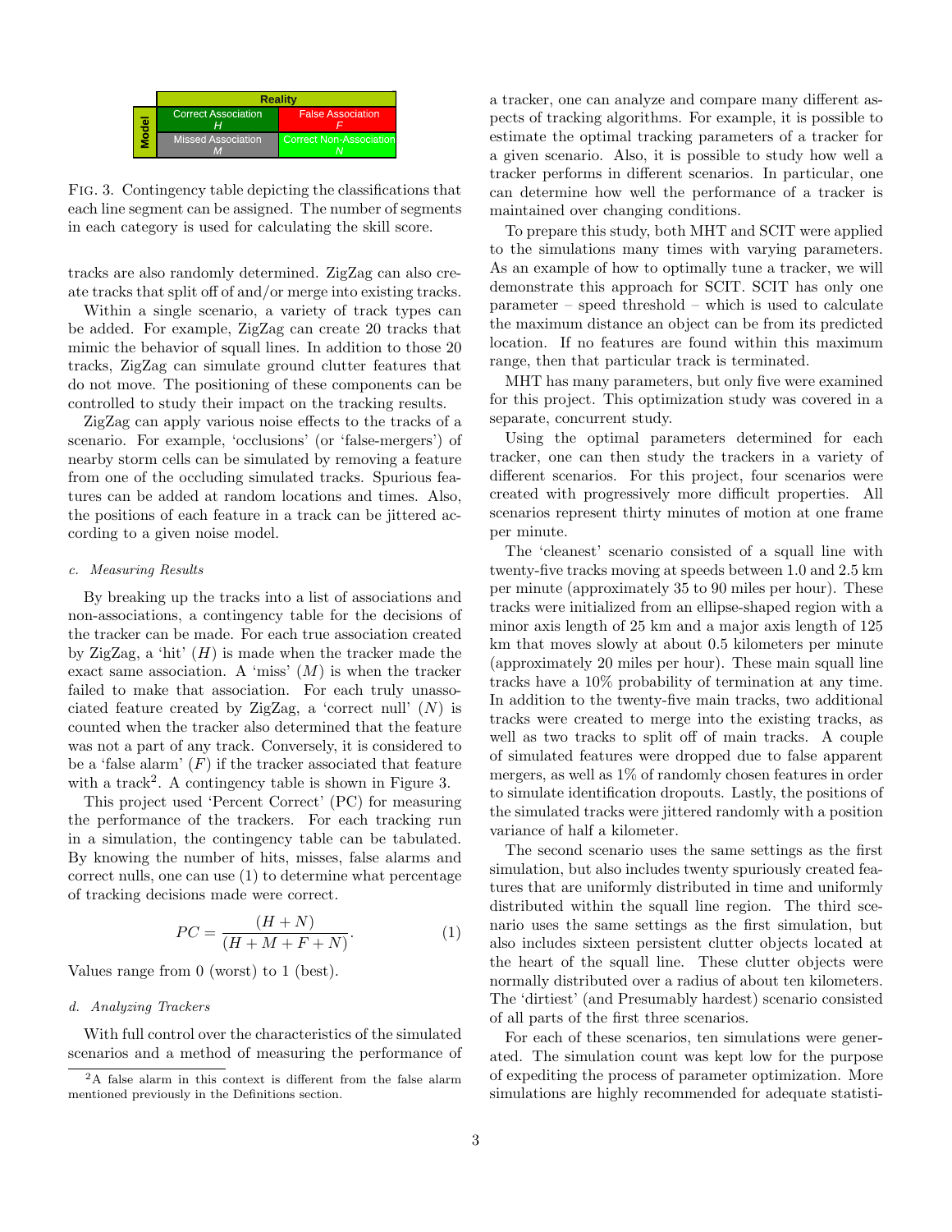| | Reality | |
|---|---|---|
| **Model** | Correct Association<br>*H* | False Association<br>*F* |
| | Missed Association<br>*M* | Correct Non-Association<br>*N* |

FIG. 3. Contingency table depicting the classifications that each line segment can be assigned. The number of segments in each category is used for calculating the skill score.

tracks are also randomly determined. ZigZag can also create tracks that split off of and/or merge into existing tracks.

Within a single scenario, a variety of track types can be added. For example, ZigZag can create 20 tracks that mimic the behavior of squall lines. In addition to those 20 tracks, ZigZag can simulate ground clutter features that do not move. The positioning of these components can be controlled to study their impact on the tracking results.

ZigZag can apply various noise effects to the tracks of a scenario. For example, 'occlusions' (or 'false-mergers') of nearby storm cells can be simulated by removing a feature from one of the occluding simulated tracks. Spurious features can be added at random locations and times. Also, the positions of each feature in a track can be jittered according to a given noise model.

#### c. Measuring Results

By breaking up the tracks into a list of associations and non-associations, a contingency table for the decisions of the tracker can be made. For each true association created by ZigZag, a 'hit' ($H$) is made when the tracker made the exact same association. A 'miss' ($M$) is when the tracker failed to make that association. For each truly unassociated feature created by ZigZag, a 'correct null' ($N$) is counted when the tracker also determined that the feature was not a part of any track. Conversely, it is considered to be a 'false alarm' ($F$) if the tracker associated that feature with a track[2]. A contingency table is shown in Figure 3.

This project used 'Percent Correct' (PC) for measuring the performance of the trackers. For each tracking run in a simulation, the contingency table can be tabulated. By knowing the number of hits, misses, false alarms and correct nulls, one can use (1) to determine what percentage of tracking decisions made were correct.

$$PC = \frac{(H + N)}{(H + M + F + N)}. \tag{1}$$

Values range from 0 (worst) to 1 (best).

#### d. Analyzing Trackers

With full control over the characteristics of the simulated scenarios and a method of measuring the performance of a tracker, one can analyze and compare many different aspects of tracking algorithms. For example, it is possible to estimate the optimal tracking parameters of a tracker for a given scenario. Also, it is possible to study how well a tracker performs in different scenarios. In particular, one can determine how well the performance of a tracker is maintained over changing conditions.

To prepare this study, both MHT and SCIT were applied to the simulations many times with varying parameters. As an example of how to optimally tune a tracker, we will demonstrate this approach for SCIT. SCIT has only one parameter – speed threshold – which is used to calculate the maximum distance an object can be from its predicted location. If no features are found within this maximum range, then that particular track is terminated.

MHT has many parameters, but only five were examined for this project. This optimization study was covered in a separate, concurrent study.

Using the optimal parameters determined for each tracker, one can then study the trackers in a variety of different scenarios. For this project, four scenarios were created with progressively more difficult properties. All scenarios represent thirty minutes of motion at one frame per minute.

The 'cleanest' scenario consisted of a squall line with twenty-five tracks moving at speeds between 1.0 and 2.5 km per minute (approximately 35 to 90 miles per hour). These tracks were initialized from an ellipse-shaped region with a minor axis length of 25 km and a major axis length of 125 km that moves slowly at about 0.5 kilometers per minute (approximately 20 miles per hour). These main squall line tracks have a 10% probability of termination at any time. In addition to the twenty-five main tracks, two additional tracks were created to merge into the existing tracks, as well as two tracks to split off of main tracks. A couple of simulated features were dropped due to false apparent mergers, as well as 1% of randomly chosen features in order to simulate identification dropouts. Lastly, the positions of the simulated tracks were jittered randomly with a position variance of half a kilometer.

The second scenario uses the same settings as the first simulation, but also includes twenty spuriously created features that are uniformly distributed in time and uniformly distributed within the squall line region. The third scenario uses the same settings as the first simulation, but also includes sixteen persistent clutter objects located at the heart of the squall line. These clutter objects were normally distributed over a radius of about ten kilometers. The 'dirtiest' (and Presumably hardest) scenario consisted of all parts of the first three scenarios.

For each of these scenarios, ten simulations were generated. The simulation count was kept low for the purpose of expediting the process of parameter optimization. More simulations are highly recommended for adequate statisti-

[2] A false alarm in this context is different from the false alarm mentioned previously in the Definitions section.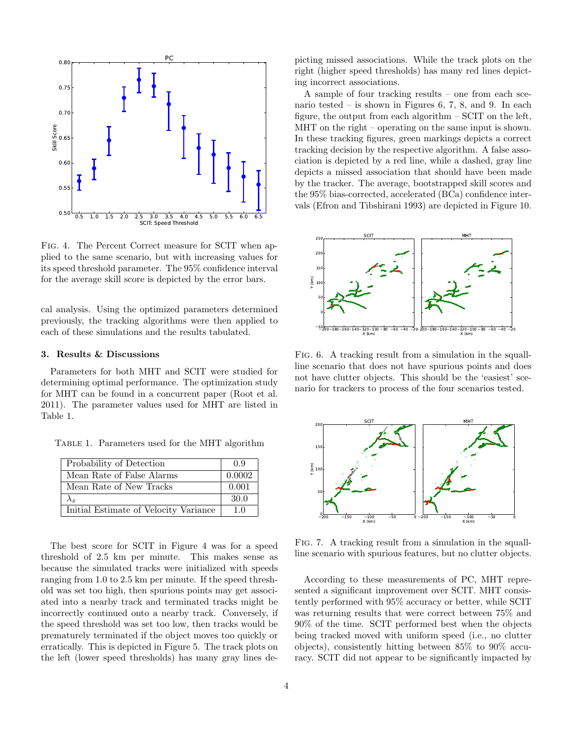FIG. 4. The Percent Correct measure for SCIT when applied to the same scenario, but with increasing values for its speed threshold parameter. The 95% confidence interval for the average skill score is depicted by the error bars.

cal analysis. Using the optimized parameters determined previously, the tracking algorithms were then applied to each of these simulations and the results tabulated.

## 3. Results & Discussions

Parameters for both MHT and SCIT were studied for determining optimal performance. The optimization study for MHT can be found in a concurrent paper (Root et al. 2011). The parameter values used for MHT are listed in Table 1.

TABLE 1. Parameters used for the MHT algorithm

| Parameter | Value |
|---|---|
| Probability of Detection | 0.9 |
| Mean Rate of False Alarms | 0.0002 |
| Mean Rate of New Tracks | 0.001 |
| $\lambda_x$ | 30.0 |
| Initial Estimate of Velocity Variance | 1.0 |

The best score for SCIT in Figure 4 was for a speed threshold of 2.5 km per minute. This makes sense as because the simulated tracks were initialized with speeds ranging from 1.0 to 2.5 km per minute. If the speed threshold was set too high, then spurious points may get associated into a nearby track and terminated tracks might be incorrectly continued onto a nearby track. Conversely, if the speed threshold was set too low, then tracks would be prematurely terminated if the object moves too quickly or erratically. This is depicted in Figure 5. The track plots on the left (lower speed thresholds) has many gray lines depicting missed associations. While the track plots on the right (higher speed thresholds) has many red lines depicting incorrect associations.

A sample of four tracking results – one from each scenario tested – is shown in Figures 6, 7, 8, and 9. In each figure, the output from each algorithm – SCIT on the left, MHT on the right – operating on the same input is shown. In these tracking figures, green markings depicts a correct tracking decision by the respective algorithm. A false association is depicted by a red line, while a dashed, gray line depicts a missed association that should have been made by the tracker. The average, bootstrapped skill scores and the 95% bias-corrected, accelerated (BCa) confidence intervals (Efron and Tibshirani 1993) are depicted in Figure 10.

FIG. 6. A tracking result from a simulation in the squall-line scenario that does not have spurious points and does not have clutter objects. This should be the 'easiest' scenario for trackers to process of the four scenarios tested.

FIG. 7. A tracking result from a simulation in the squall-line scenario with spurious features, but no clutter objects.

According to these measurements of PC, MHT represented a significant improvement over SCIT. MHT consistently performed with 95% accuracy or better, while SCIT was returning results that were correct between 75% and 90% of the time. SCIT performed best when the objects being tracked moved with uniform speed (i.e., no clutter objects), consistently hitting between 85% to 90% accuracy. SCIT did not appear to be significantly impacted by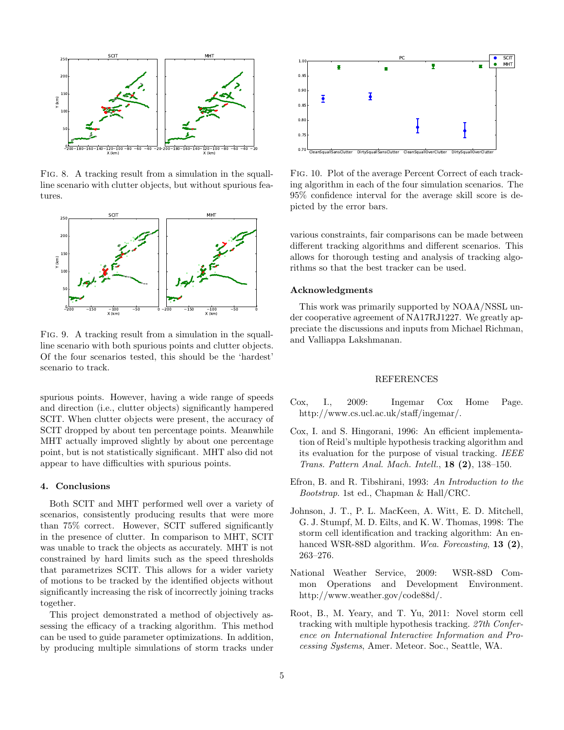FIG. 8. A tracking result from a simulation in the squall-line scenario with clutter objects, but without spurious features.

FIG. 9. A tracking result from a simulation in the squall-line scenario with both spurious points and clutter objects. Of the four scenarios tested, this should be the 'hardest' scenario to track.

spurious points. However, having a wide range of speeds and direction (i.e., clutter objects) significantly hampered SCIT. When clutter objects were present, the accuracy of SCIT dropped by about ten percentage points. Meanwhile MHT actually improved slightly by about one percentage point, but is not statistically significant. MHT also did not appear to have difficulties with spurious points.

## 4. Conclusions

Both SCIT and MHT performed well over a variety of scenarios, consistently producing results that were more than 75% correct. However, SCIT suffered significantly in the presence of clutter. In comparison to MHT, SCIT was unable to track the objects as accurately. MHT is not constrained by hard limits such as the speed thresholds that parametrizes SCIT. This allows for a wider variety of motions to be tracked by the identified objects without significantly increasing the risk of incorrectly joining tracks together.

This project demonstrated a method of objectively assessing the efficacy of a tracking algorithm. This method can be used to guide parameter optimizations. In addition, by producing multiple simulations of storm tracks under various constraints, fair comparisons can be made between different tracking algorithms and different scenarios. This allows for thorough testing and analysis of tracking algorithms so that the best tracker can be used.

FIG. 10. Plot of the average Percent Correct of each tracking algorithm in each of the four simulation scenarios. The 95% confidence interval for the average skill score is depicted by the error bars.

## Acknowledgments

This work was primarily supported by NOAA/NSSL under cooperative agreement of NA17RJ1227. We greatly appreciate the discussions and inputs from Michael Richman, and Valliappa Lakshmanan.

## REFERENCES

Cox, I., 2009: Ingemar Cox Home Page. http://www.cs.ucl.ac.uk/staff/ingemar/.

Cox, I. and S. Hingorani, 1996: An efficient implementation of Reid's multiple hypothesis tracking algorithm and its evaluation for the purpose of visual tracking. *IEEE Trans. Pattern Anal. Mach. Intell.*, **18 (2)**, 138–150.

Efron, B. and R. Tibshirani, 1993: *An Introduction to the Bootstrap*. 1st ed., Chapman & Hall/CRC.

Johnson, J. T., P. L. MacKeen, A. Witt, E. D. Mitchell, G. J. Stumpf, M. D. Eilts, and K. W. Thomas, 1998: The storm cell identification and tracking algorithm: An enhanced WSR-88D algorithm. *Wea. Forecasting*, **13 (2)**, 263–276.

National Weather Service, 2009: WSR-88D Common Operations and Development Environment. http://www.weather.gov/code88d/.

Root, B., M. Yeary, and T. Yu, 2011: Novel storm cell tracking with multiple hypothesis tracking. *27th Conference on International Interactive Information and Processing Systems*, Amer. Meteor. Soc., Seattle, WA.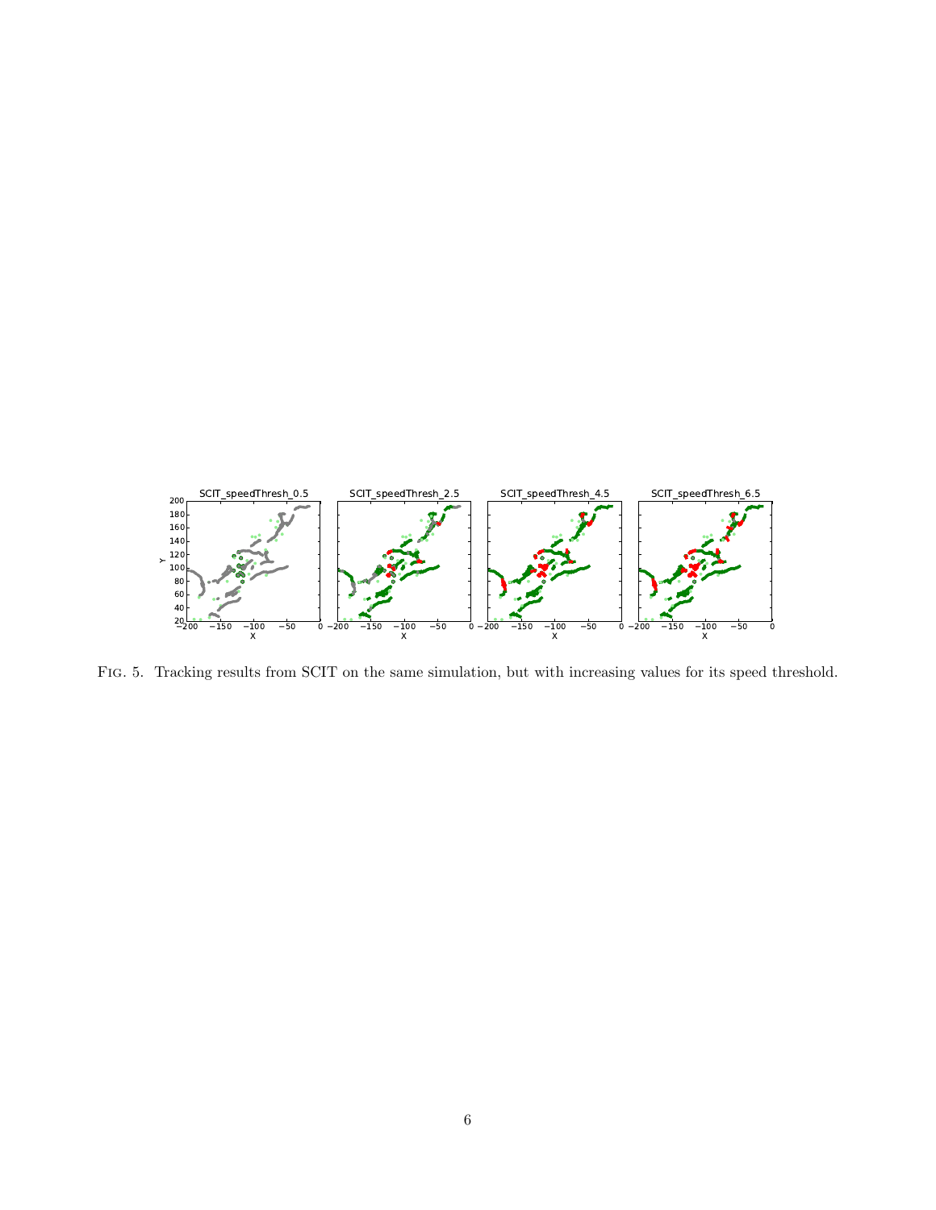SCIT_speedThresh_0.5

SCIT_speedThresh_2.5

SCIT_speedThresh_4.5

SCIT_speedThresh_6.5

Y

200
180
160
140
120
100
80
60
40
20

−200 −150 −100 −50 0

X

Fig. 5. Tracking results from SCIT on the same simulation, but with increasing values for its speed threshold.